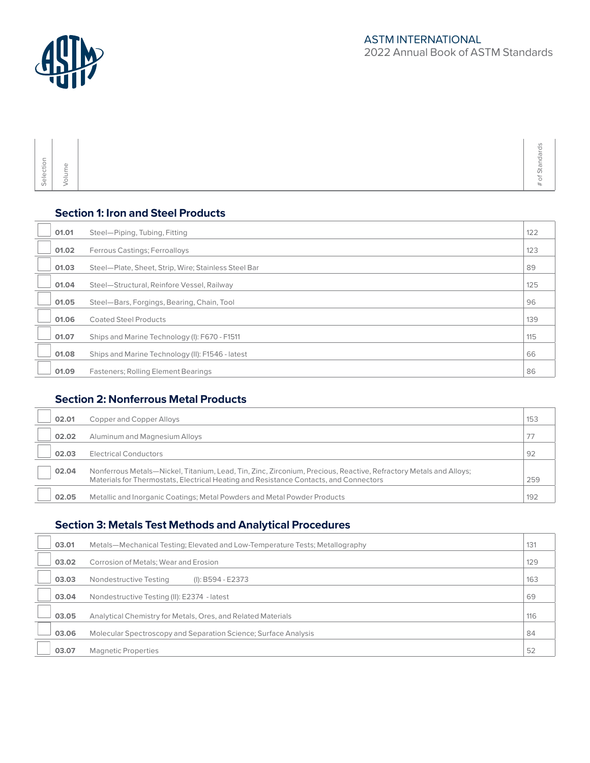ASTM INTERNATIONAL
2022 Annual Book of ASTM Standards

| Selection | Volume | | # of Standards |
|---|---|---|---|

## Section 1: Iron and Steel Products

| Selection | Volume | Title | # of Standards |
|---|---|---|---|
| | 01.01 | Steel—Piping, Tubing, Fitting | 122 |
| | 01.02 | Ferrous Castings; Ferroalloys | 123 |
| | 01.03 | Steel—Plate, Sheet, Strip, Wire; Stainless Steel Bar | 89 |
| | 01.04 | Steel—Structural, Reinforce Vessel, Railway | 125 |
| | 01.05 | Steel—Bars, Forgings, Bearing, Chain, Tool | 96 |
| | 01.06 | Coated Steel Products | 139 |
| | 01.07 | Ships and Marine Technology (I): F670 - F1511 | 115 |
| | 01.08 | Ships and Marine Technology (II): F1546 - latest | 66 |
| | 01.09 | Fasteners; Rolling Element Bearings | 86 |

## Section 2: Nonferrous Metal Products

| Selection | Volume | Title | # of Standards |
|---|---|---|---|
| | 02.01 | Copper and Copper Alloys | 153 |
| | 02.02 | Aluminum and Magnesium Alloys | 77 |
| | 02.03 | Electrical Conductors | 92 |
| | 02.04 | Nonferrous Metals—Nickel, Titanium, Lead, Tin, Zinc, Zirconium, Precious, Reactive, Refractory Metals and Alloys; Materials for Thermostats, Electrical Heating and Resistance Contacts, and Connectors | 259 |
| | 02.05 | Metallic and Inorganic Coatings; Metal Powders and Metal Powder Products | 192 |

## Section 3: Metals Test Methods and Analytical Procedures

| Selection | Volume | Title | # of Standards |
|---|---|---|---|
| | 03.01 | Metals—Mechanical Testing; Elevated and Low-Temperature Tests; Metallography | 131 |
| | 03.02 | Corrosion of Metals; Wear and Erosion | 129 |
| | 03.03 | Nondestructive Testing (I): B594 - E2373 | 163 |
| | 03.04 | Nondestructive Testing (II): E2374 - latest | 69 |
| | 03.05 | Analytical Chemistry for Metals, Ores, and Related Materials | 116 |
| | 03.06 | Molecular Spectroscopy and Separation Science; Surface Analysis | 84 |
| | 03.07 | Magnetic Properties | 52 |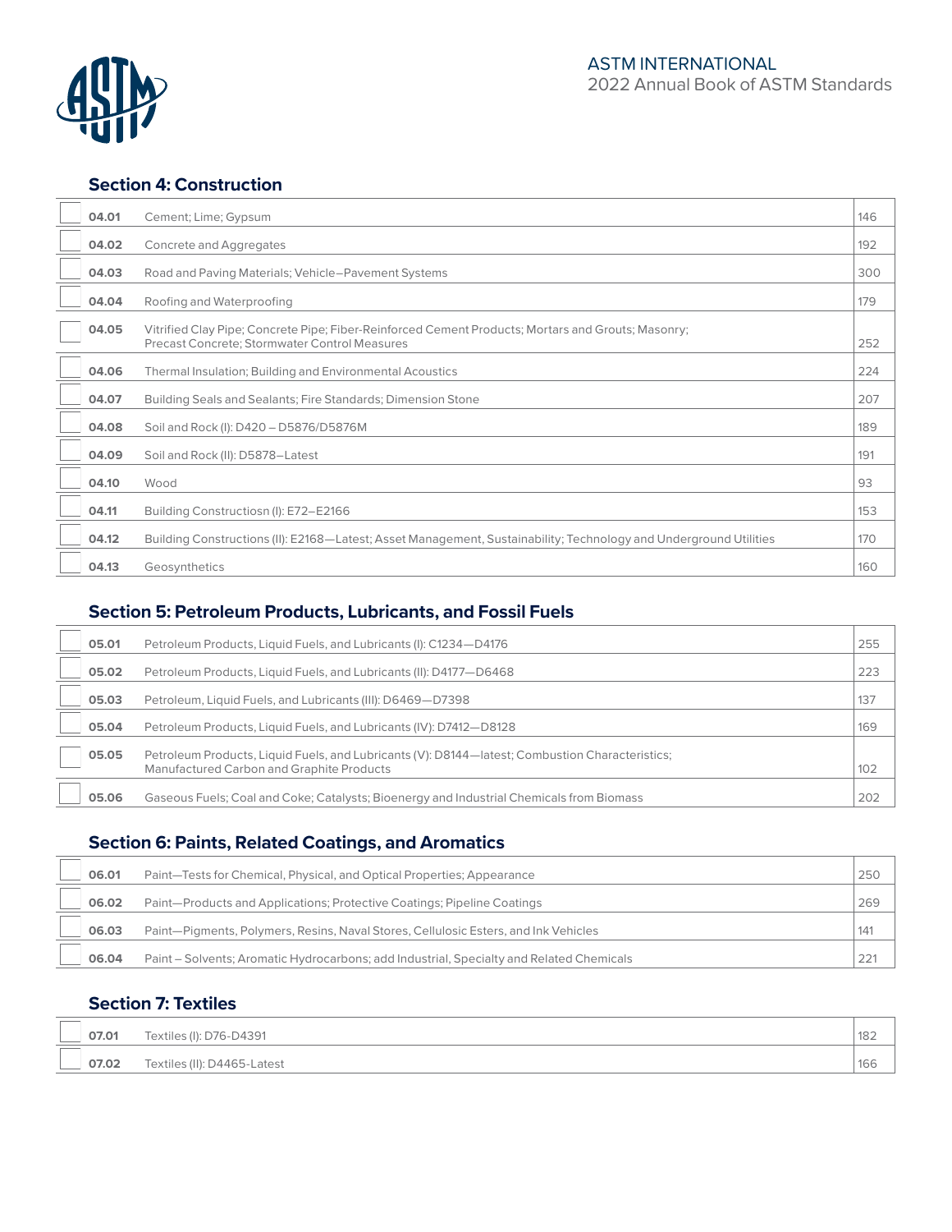ASTM INTERNATIONAL
2022 Annual Book of ASTM Standards

## Section 4: Construction

| | | | |
|---|---|---|---|
| | **04.01** | Cement; Lime; Gypsum | 146 |
| | **04.02** | Concrete and Aggregates | 192 |
| | **04.03** | Road and Paving Materials; Vehicle–Pavement Systems | 300 |
| | **04.04** | Roofing and Waterproofing | 179 |
| | **04.05** | Vitrified Clay Pipe; Concrete Pipe; Fiber-Reinforced Cement Products; Mortars and Grouts; Masonry; Precast Concrete; Stormwater Control Measures | 252 |
| | **04.06** | Thermal Insulation; Building and Environmental Acoustics | 224 |
| | **04.07** | Building Seals and Sealants; Fire Standards; Dimension Stone | 207 |
| | **04.08** | Soil and Rock (I): D420 – D5876/D5876M | 189 |
| | **04.09** | Soil and Rock (II): D5878–Latest | 191 |
| | **04.10** | Wood | 93 |
| | **04.11** | Building Constructiosn (I): E72–E2166 | 153 |
| | **04.12** | Building Constructions (II): E2168—Latest; Asset Management, Sustainability; Technology and Underground Utilities | 170 |
| | **04.13** | Geosynthetics | 160 |

## Section 5: Petroleum Products, Lubricants, and Fossil Fuels

| | | | |
|---|---|---|---|
| | **05.01** | Petroleum Products, Liquid Fuels, and Lubricants (I): C1234—D4176 | 255 |
| | **05.02** | Petroleum Products, Liquid Fuels, and Lubricants (II): D4177—D6468 | 223 |
| | **05.03** | Petroleum, Liquid Fuels, and Lubricants (III): D6469—D7398 | 137 |
| | **05.04** | Petroleum Products, Liquid Fuels, and Lubricants (IV): D7412—D8128 | 169 |
| | **05.05** | Petroleum Products, Liquid Fuels, and Lubricants (V): D8144—latest; Combustion Characteristics; Manufactured Carbon and Graphite Products | 102 |
| | **05.06** | Gaseous Fuels; Coal and Coke; Catalysts; Bioenergy and Industrial Chemicals from Biomass | 202 |

## Section 6: Paints, Related Coatings, and Aromatics

| | | | |
|---|---|---|---|
| | **06.01** | Paint—Tests for Chemical, Physical, and Optical Properties; Appearance | 250 |
| | **06.02** | Paint—Products and Applications; Protective Coatings; Pipeline Coatings | 269 |
| | **06.03** | Paint—Pigments, Polymers, Resins, Naval Stores, Cellulosic Esters, and Ink Vehicles | 141 |
| | **06.04** | Paint – Solvents; Aromatic Hydrocarbons; add Industrial, Specialty and Related Chemicals | 221 |

## Section 7: Textiles

| | | | |
|---|---|---|---|
| | **07.01** | Textiles (I): D76-D4391 | 182 |
| | **07.02** | Textiles (II): D4465-Latest | 166 |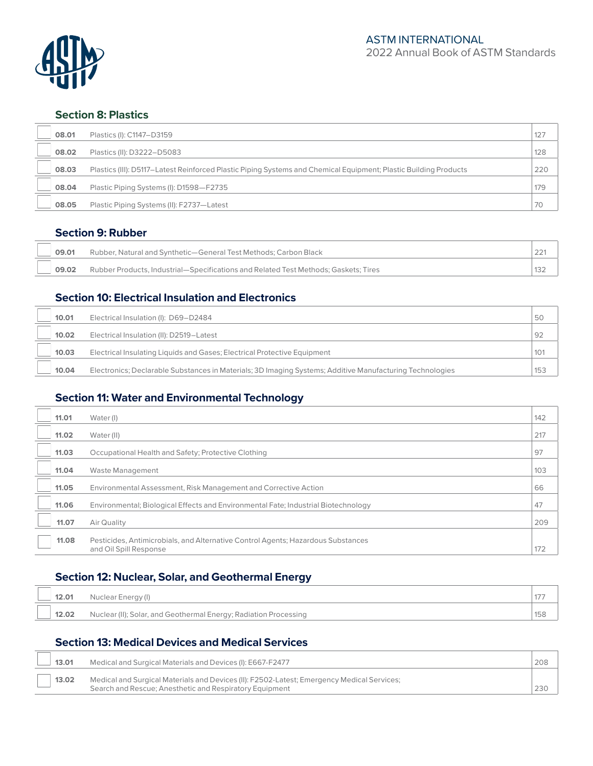ASTM INTERNATIONAL
2022 Annual Book of ASTM Standards

## Section 8: Plastics

| | Volume | Title | Price |
|---|---|---|---|
| ☐ | **08.01** | Plastics (I): C1147–D3159 | 127 |
| ☐ | **08.02** | Plastics (II): D3222–D5083 | 128 |
| ☐ | **08.03** | Plastics (III): D5117–Latest Reinforced Plastic Piping Systems and Chemical Equipment; Plastic Building Products | 220 |
| ☐ | **08.04** | Plastic Piping Systems (I): D1598—F2735 | 179 |
| ☐ | **08.05** | Plastic Piping Systems (II): F2737—Latest | 70 |

## Section 9: Rubber

| | Volume | Title | Price |
|---|---|---|---|
| ☐ | **09.01** | Rubber, Natural and Synthetic—General Test Methods; Carbon Black | 221 |
| ☐ | **09.02** | Rubber Products, Industrial—Specifications and Related Test Methods; Gaskets; Tires | 132 |

## Section 10: Electrical Insulation and Electronics

| | Volume | Title | Price |
|---|---|---|---|
| ☐ | **10.01** | Electrical Insulation (I): D69–D2484 | 50 |
| ☐ | **10.02** | Electrical Insulation (II): D2519–Latest | 92 |
| ☐ | **10.03** | Electrical Insulating Liquids and Gases; Electrical Protective Equipment | 101 |
| ☐ | **10.04** | Electronics; Declarable Substances in Materials; 3D Imaging Systems; Additive Manufacturing Technologies | 153 |

## Section 11: Water and Environmental Technology

| | Volume | Title | Price |
|---|---|---|---|
| ☐ | **11.01** | Water (I) | 142 |
| ☐ | **11.02** | Water (II) | 217 |
| ☐ | **11.03** | Occupational Health and Safety; Protective Clothing | 97 |
| ☐ | **11.04** | Waste Management | 103 |
| ☐ | **11.05** | Environmental Assessment, Risk Management and Corrective Action | 66 |
| ☐ | **11.06** | Environmental; Biological Effects and Environmental Fate; Industrial Biotechnology | 47 |
| ☐ | **11.07** | Air Quality | 209 |
| ☐ | **11.08** | Pesticides, Antimicrobials, and Alternative Control Agents; Hazardous Substances and Oil Spill Response | 172 |

## Section 12: Nuclear, Solar, and Geothermal Energy

| | Volume | Title | Price |
|---|---|---|---|
| ☐ | **12.01** | Nuclear Energy (I) | 177 |
| ☐ | **12.02** | Nuclear (II); Solar, and Geothermal Energy; Radiation Processing | 158 |

## Section 13: Medical Devices and Medical Services

| | Volume | Title | Price |
|---|---|---|---|
| ☐ | **13.01** | Medical and Surgical Materials and Devices (I): E667-F2477 | 208 |
| ☐ | **13.02** | Medical and Surgical Materials and Devices (II): F2502-Latest; Emergency Medical Services; Search and Rescue; Anesthetic and Respiratory Equipment | 230 |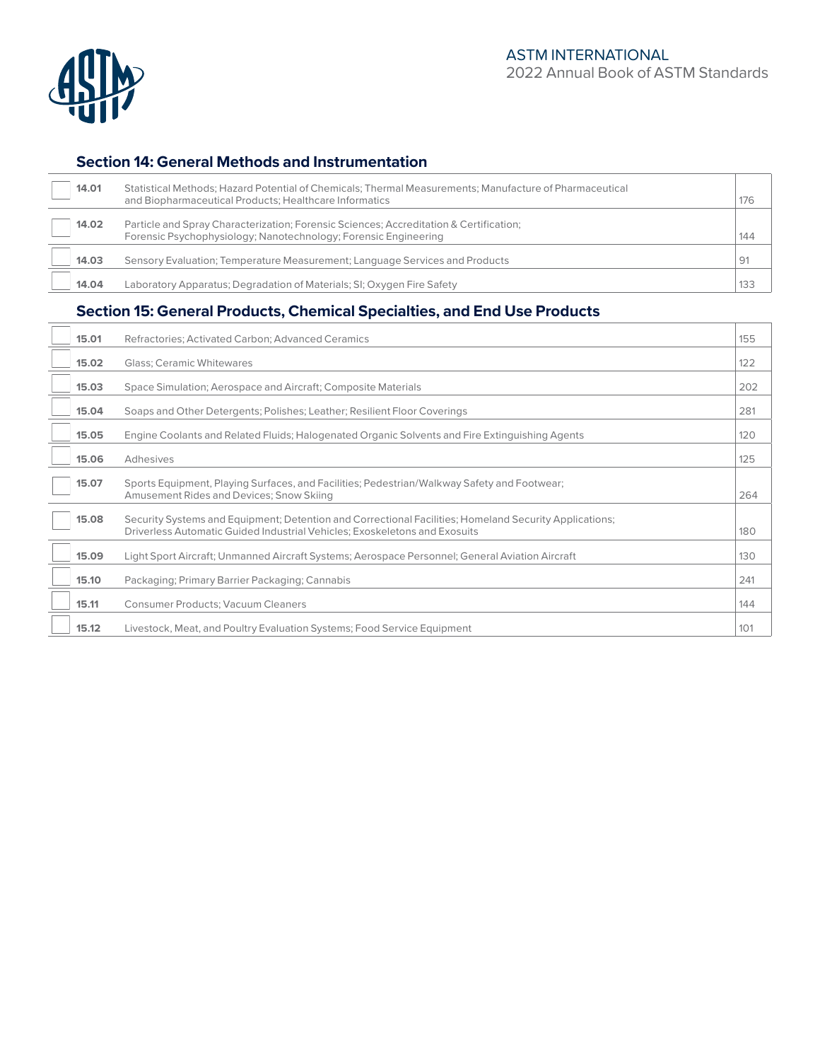## Section 14: General Methods and Instrumentation

| | | | |
|---|---|---|---|
| ☐ | **14.01** | Statistical Methods; Hazard Potential of Chemicals; Thermal Measurements; Manufacture of Pharmaceutical and Biopharmaceutical Products; Healthcare Informatics | 176 |
| ☐ | **14.02** | Particle and Spray Characterization; Forensic Sciences; Accreditation & Certification; Forensic Psychophysiology; Nanotechnology; Forensic Engineering | 144 |
| ☐ | **14.03** | Sensory Evaluation; Temperature Measurement; Language Services and Products | 91 |
| ☐ | **14.04** | Laboratory Apparatus; Degradation of Materials; SI; Oxygen Fire Safety | 133 |

## Section 15: General Products, Chemical Specialties, and End Use Products

| | | | |
|---|---|---|---|
| ☐ | **15.01** | Refractories; Activated Carbon; Advanced Ceramics | 155 |
| ☐ | **15.02** | Glass; Ceramic Whitewares | 122 |
| ☐ | **15.03** | Space Simulation; Aerospace and Aircraft; Composite Materials | 202 |
| ☐ | **15.04** | Soaps and Other Detergents; Polishes; Leather; Resilient Floor Coverings | 281 |
| ☐ | **15.05** | Engine Coolants and Related Fluids; Halogenated Organic Solvents and Fire Extinguishing Agents | 120 |
| ☐ | **15.06** | Adhesives | 125 |
| ☐ | **15.07** | Sports Equipment, Playing Surfaces, and Facilities; Pedestrian/Walkway Safety and Footwear; Amusement Rides and Devices; Snow Skiing | 264 |
| ☐ | **15.08** | Security Systems and Equipment; Detention and Correctional Facilities; Homeland Security Applications; Driverless Automatic Guided Industrial Vehicles; Exoskeletons and Exosuits | 180 |
| ☐ | **15.09** | Light Sport Aircraft; Unmanned Aircraft Systems; Aerospace Personnel; General Aviation Aircraft | 130 |
| ☐ | **15.10** | Packaging; Primary Barrier Packaging; Cannabis | 241 |
| ☐ | **15.11** | Consumer Products; Vacuum Cleaners | 144 |
| ☐ | **15.12** | Livestock, Meat, and Poultry Evaluation Systems; Food Service Equipment | 101 |